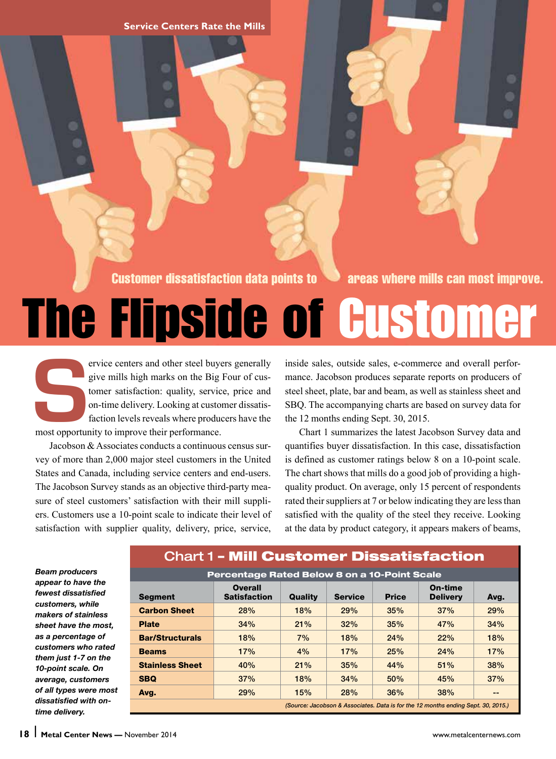Service Centers Rate the Mills

Customer dissatisfaction data points to areas where mills can most improve.

# The Flipside of Customer

Service centers and other steel buyers generally give mills high marks on the Big Four of customer satisfaction: quality, service, price and on-time delivery. Looking at customer dissatisfaction levels reveals where producers have the most opportunity to improve their performance.

Jacobson & Associates conducts a continuous census survey of more than 2,000 major steel customers in the United States and Canada, including service centers and end-users. The Jacobson Survey stands as an objective third-party measure of steel customers' satisfaction with their mill suppliers. Customers use a 10-point scale to indicate their level of satisfaction with supplier quality, delivery, price, service, inside sales, outside sales, e-commerce and overall performance. Jacobson produces separate reports on producers of steel sheet, plate, bar and beam, as well as stainless sheet and SBQ. The accompanying charts are based on survey data for the 12 months ending Sept. 30, 2015.

Chart 1 summarizes the latest Jacobson Survey data and quantifies buyer dissatisfaction. In this case, dissatisfaction is defined as customer ratings below 8 on a 10-point scale. The chart shows that mills do a good job of providing a high-quality product. On average, only 15 percent of respondents rated their suppliers at 7 or below indicating they are less than satisfied with the quality of the steel they receive. Looking at the data by product category, it appears makers of beams,

*Beam producers appear to have the fewest dissatisfied customers, while makers of stainless sheet have the most, as a percentage of customers who rated them just 1-7 on the 10-point scale. On average, customers of all types were most dissatisfied with on-time delivery.*

**Chart 1 – Mill Customer Dissatisfaction**

**Percentage Rated Below 8 on a 10-Point Scale**

| Segment | Overall Satisfaction | Quality | Service | Price | On-time Delivery | Avg. |
|---|---|---|---|---|---|---|
| **Carbon Sheet** | 28% | 18% | 29% | 35% | 37% | 29% |
| **Plate** | 34% | 21% | 32% | 35% | 47% | 34% |
| **Bar/Structurals** | 18% | 7% | 18% | 24% | 22% | 18% |
| **Beams** | 17% | 4% | 17% | 25% | 24% | 17% |
| **Stainless Sheet** | 40% | 21% | 35% | 44% | 51% | 38% |
| **SBQ** | 37% | 18% | 34% | 50% | 45% | 37% |
| **Avg.** | 29% | 15% | 28% | 36% | 38% | -- |

*(Source: Jacobson & Associates. Data is for the 12 months ending Sept. 30, 2015.)*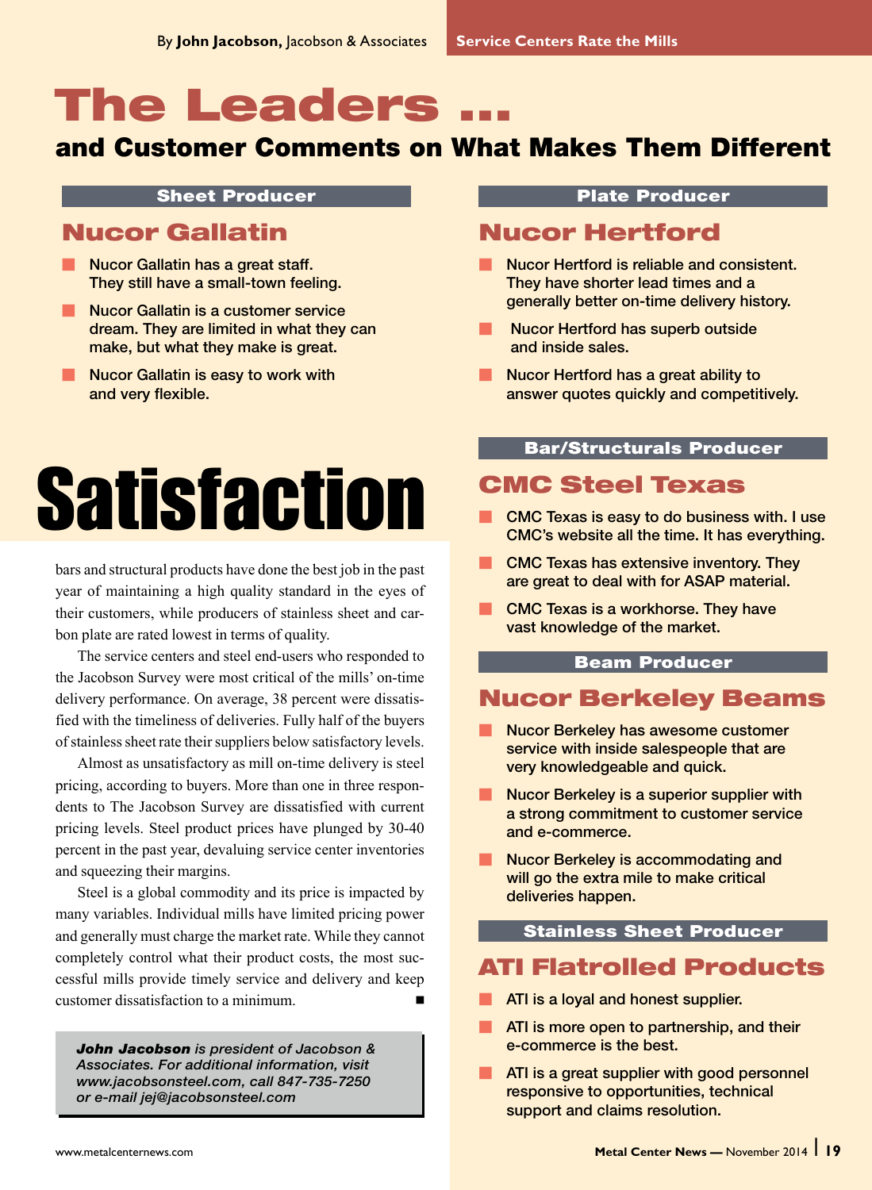# The Leaders ...

## and Customer Comments on What Makes Them Different

### Sheet Producer

## Nucor Gallatin

- Nucor Gallatin has a great staff. They still have a small-town feeling.
- Nucor Gallatin is a customer service dream. They are limited in what they can make, but what they make is great.
- Nucor Gallatin is easy to work with and very flexible.

# Satisfaction

bars and structural products have done the best job in the past year of maintaining a high quality standard in the eyes of their customers, while producers of stainless sheet and carbon plate are rated lowest in terms of quality.

The service centers and steel end-users who responded to the Jacobson Survey were most critical of the mills' on-time delivery performance. On average, 38 percent were dissatisfied with the timeliness of deliveries. Fully half of the buyers of stainless sheet rate their suppliers below satisfactory levels.

Almost as unsatisfactory as mill on-time delivery is steel pricing, according to buyers. More than one in three respondents to The Jacobson Survey are dissatisfied with current pricing levels. Steel product prices have plunged by 30-40 percent in the past year, devaluing service center inventories and squeezing their margins.

Steel is a global commodity and its price is impacted by many variables. Individual mills have limited pricing power and generally must charge the market rate. While they cannot completely control what their product costs, the most successful mills provide timely service and delivery and keep customer dissatisfaction to a minimum. ■

***John Jacobson** is president of Jacobson & Associates. For additional information, visit www.jacobsonsteel.com, call 847-735-7250 or e-mail jej@jacobsonsteel.com*

### Plate Producer

## Nucor Hertford

- Nucor Hertford is reliable and consistent. They have shorter lead times and a generally better on-time delivery history.
- Nucor Hertford has superb outside and inside sales.
- Nucor Hertford has a great ability to answer quotes quickly and competitively.

### Bar/Structurals Producer

## CMC Steel Texas

- CMC Texas is easy to do business with. I use CMC's website all the time. It has everything.
- CMC Texas has extensive inventory. They are great to deal with for ASAP material.
- CMC Texas is a workhorse. They have vast knowledge of the market.

### Beam Producer

## Nucor Berkeley Beams

- Nucor Berkeley has awesome customer service with inside salespeople that are very knowledgeable and quick.
- Nucor Berkeley is a superior supplier with a strong commitment to customer service and e-commerce.
- Nucor Berkeley is accommodating and will go the extra mile to make critical deliveries happen.

### Stainless Sheet Producer

## ATI Flatrolled Products

- ATI is a loyal and honest supplier.
- ATI is more open to partnership, and their e-commerce is the best.
- ATI is a great supplier with good personnel responsive to opportunities, technical support and claims resolution.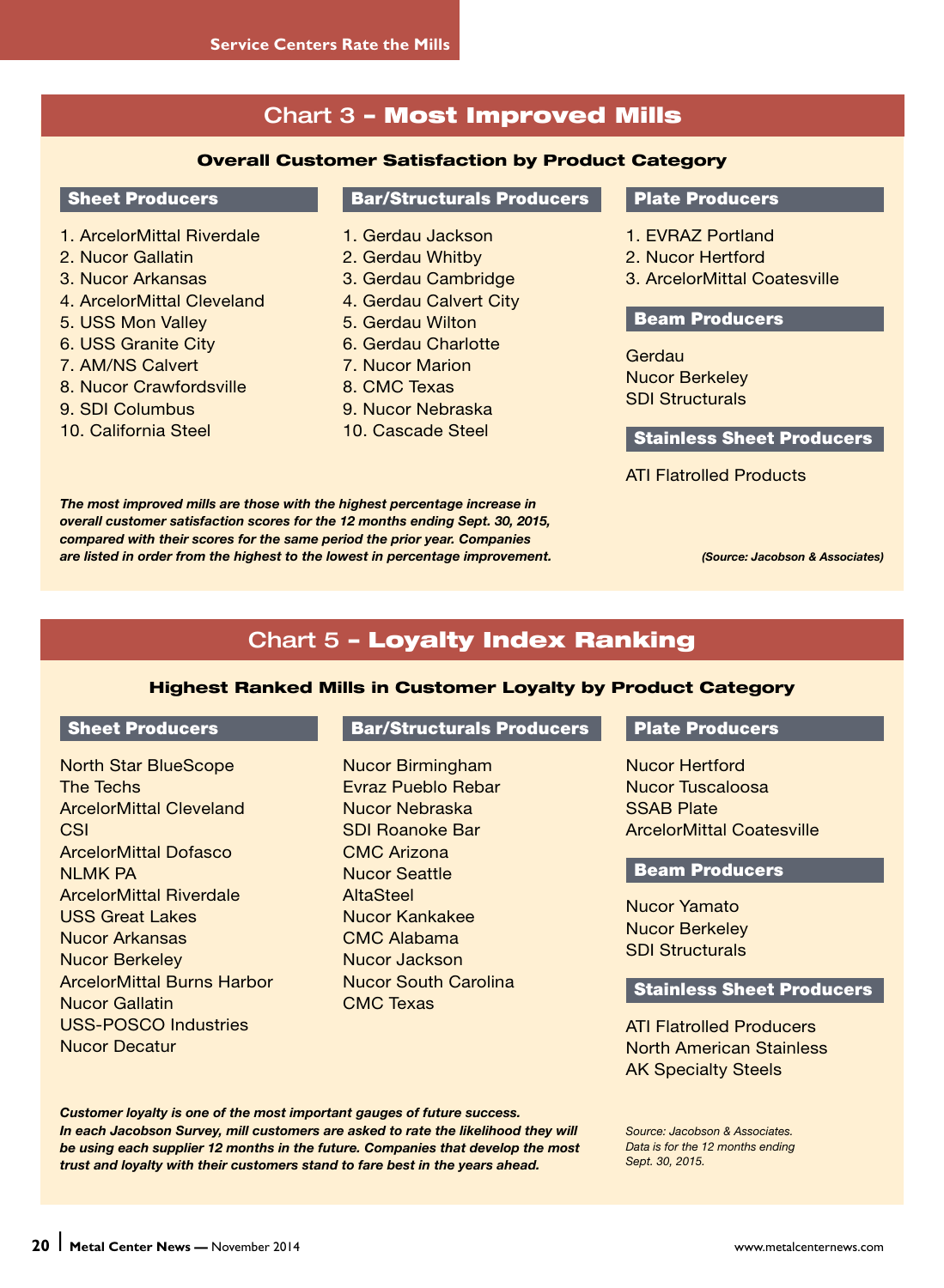## Chart 3 – Most Improved Mills

### Overall Customer Satisfaction by Product Category

**Sheet Producers**

1. ArcelorMittal Riverdale
2. Nucor Gallatin
3. Nucor Arkansas
4. ArcelorMittal Cleveland
5. USS Mon Valley
6. USS Granite City
7. AM/NS Calvert
8. Nucor Crawfordsville
9. SDI Columbus
10. California Steel

**Bar/Structurals Producers**

1. Gerdau Jackson
2. Gerdau Whitby
3. Gerdau Cambridge
4. Gerdau Calvert City
5. Gerdau Wilton
6. Gerdau Charlotte
7. Nucor Marion
8. CMC Texas
9. Nucor Nebraska
10. Cascade Steel

**Plate Producers**

1. EVRAZ Portland
2. Nucor Hertford
3. ArcelorMittal Coatesville

**Beam Producers**

Gerdau
Nucor Berkeley
SDI Structurals

**Stainless Sheet Producers**

ATI Flatrolled Products

***The most improved mills are those with the highest percentage increase in overall customer satisfaction scores for the 12 months ending Sept. 30, 2015, compared with their scores for the same period the prior year. Companies are listed in order from the highest to the lowest in percentage improvement.***

***(Source: Jacobson & Associates)***

## Chart 5 – Loyalty Index Ranking

### Highest Ranked Mills in Customer Loyalty by Product Category

**Sheet Producers**

North Star BlueScope
The Techs
ArcelorMittal Cleveland
CSI
ArcelorMittal Dofasco
NLMK PA
ArcelorMittal Riverdale
USS Great Lakes
Nucor Arkansas
Nucor Berkeley
ArcelorMittal Burns Harbor
Nucor Gallatin
USS-POSCO Industries
Nucor Decatur

**Bar/Structurals Producers**

Nucor Birmingham
Evraz Pueblo Rebar
Nucor Nebraska
SDI Roanoke Bar
CMC Arizona
Nucor Seattle
AltaSteel
Nucor Kankakee
CMC Alabama
Nucor Jackson
Nucor South Carolina
CMC Texas

**Plate Producers**

Nucor Hertford
Nucor Tuscaloosa
SSAB Plate
ArcelorMittal Coatesville

**Beam Producers**

Nucor Yamato
Nucor Berkeley
SDI Structurals

**Stainless Sheet Producers**

ATI Flatrolled Producers
North American Stainless
AK Specialty Steels

***Customer loyalty is one of the most important gauges of future success. In each Jacobson Survey, mill customers are asked to rate the likelihood they will be using each supplier 12 months in the future. Companies that develop the most trust and loyalty with their customers stand to fare best in the years ahead.***

*Source: Jacobson & Associates. Data is for the 12 months ending Sept. 30, 2015.*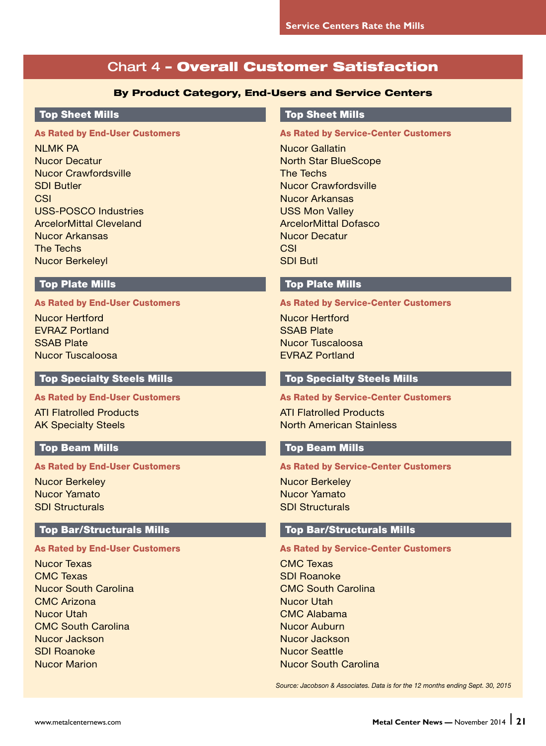## Chart 4 – Overall Customer Satisfaction

**By Product Category, End-Users and Service Centers**

### Top Sheet Mills

**As Rated by End-User Customers**

NLMK PA
Nucor Decatur
Nucor Crawfordsville
SDI Butler
CSI
USS-POSCO Industries
ArcelorMittal Cleveland
Nucor Arkansas
The Techs
Nucor Berkeleyl

### Top Plate Mills

**As Rated by End-User Customers**

Nucor Hertford
EVRAZ Portland
SSAB Plate
Nucor Tuscaloosa

### Top Specialty Steels Mills

**As Rated by End-User Customers**

ATI Flatrolled Products
AK Specialty Steels

### Top Beam Mills

**As Rated by End-User Customers**

Nucor Berkeley
Nucor Yamato
SDI Structurals

### Top Bar/Structurals Mills

**As Rated by End-User Customers**

Nucor Texas
CMC Texas
Nucor South Carolina
CMC Arizona
Nucor Utah
CMC South Carolina
Nucor Jackson
SDI Roanoke
Nucor Marion

### Top Sheet Mills

**As Rated by Service-Center Customers**

Nucor Gallatin
North Star BlueScope
The Techs
Nucor Crawfordsville
Nucor Arkansas
USS Mon Valley
ArcelorMittal Dofasco
Nucor Decatur
CSI
SDI Butl

### Top Plate Mills

**As Rated by Service-Center Customers**

Nucor Hertford
SSAB Plate
Nucor Tuscaloosa
EVRAZ Portland

### Top Specialty Steels Mills

**As Rated by Service-Center Customers**

ATI Flatrolled Products
North American Stainless

### Top Beam Mills

**As Rated by Service-Center Customers**

Nucor Berkeley
Nucor Yamato
SDI Structurals

### Top Bar/Structurals Mills

**As Rated by Service-Center Customers**

CMC Texas
SDI Roanoke
CMC South Carolina
Nucor Utah
CMC Alabama
Nucor Auburn
Nucor Jackson
Nucor Seattle
Nucor South Carolina

*Source: Jacobson & Associates. Data is for the 12 months ending Sept. 30, 2015*